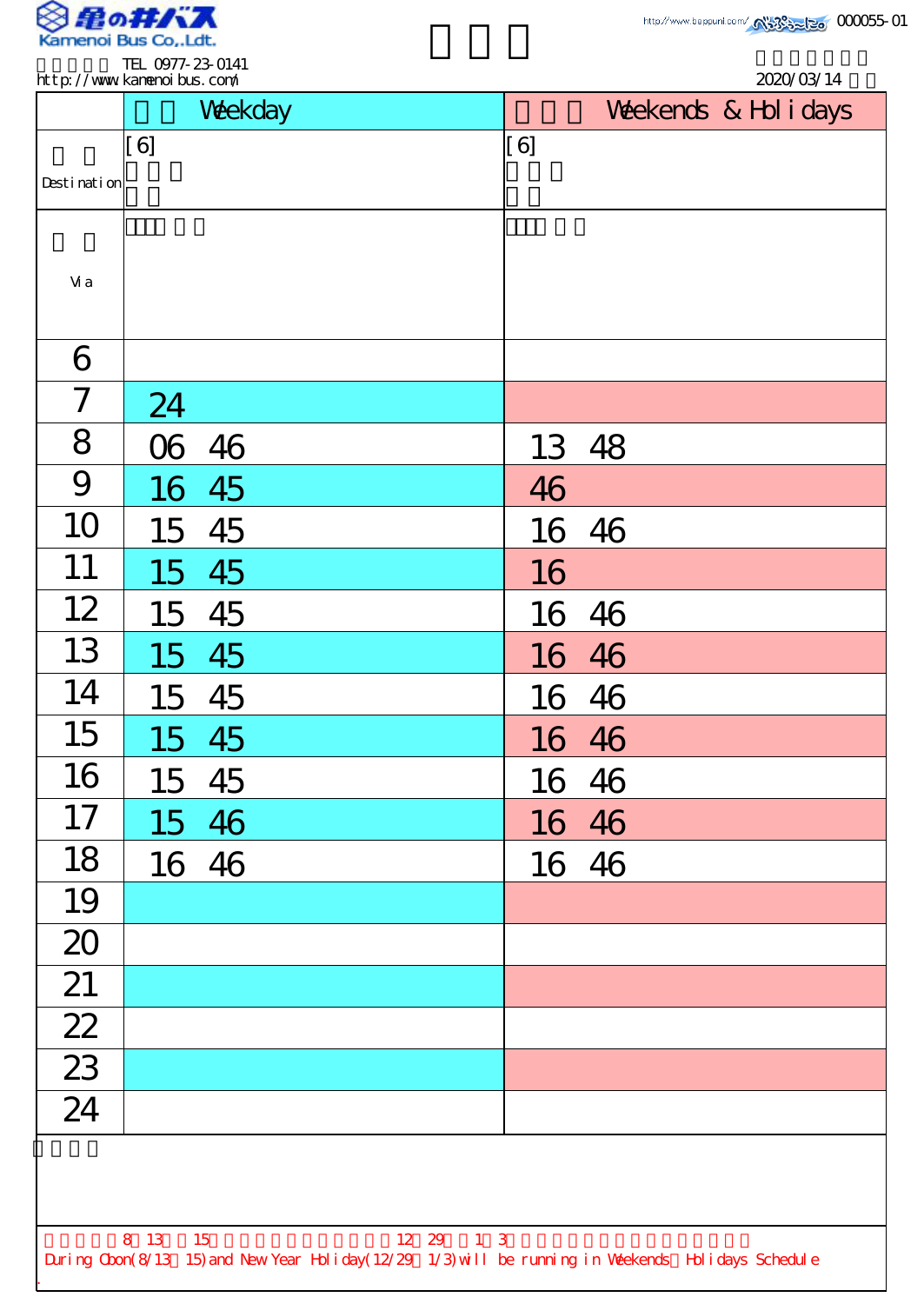Kamenoi Bus Co.,Ldt.

TEL 0977-23-0141
http://www.kamenoibus.com/

http://www.beppunl.com/ 000055-01

2020/03/14

| | Weekday | Weekends & Holidays |
|---|---|---|
| Destination | [6] | [6] |
| Via | | |
| 6 | | |
| 7 | 24 | |
| 8 | 06 46 | 13 48 |
| 9 | 16 45 | 46 |
| 10 | 15 45 | 16 46 |
| 11 | 15 45 | 16 |
| 12 | 15 45 | 16 46 |
| 13 | 15 45 | 16 46 |
| 14 | 15 45 | 16 46 |
| 15 | 15 45 | 16 46 |
| 16 | 15 45 | 16 46 |
| 17 | 15 46 | 16 46 |
| 18 | 16 46 | 16 46 |
| 19 | | |
| 20 | | |
| 21 | | |
| 22 | | |
| 23 | | |
| 24 | | |

8 13 15 12 29 1 3

During Obon(8/13 15) and New Year Holiday(12/29 1/3) will be running in Weekends Holidays Schedule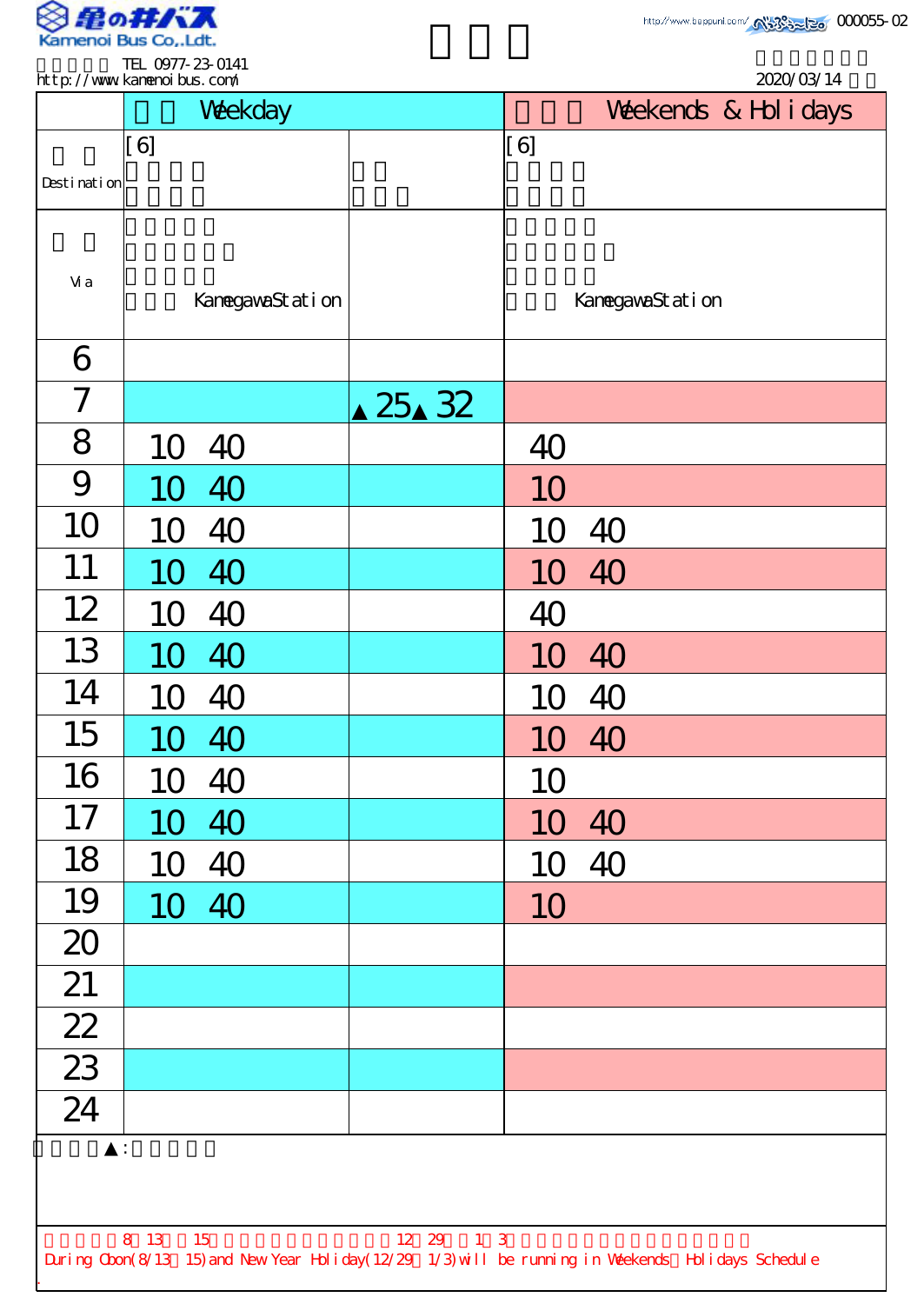Kamenoi Bus Co.,Ldt.

TEL 0977-23-0141
http://www.kamenoibus.com/

000055-02

2020/03/14

| | Weekday | | Weekends & Holidays |
|---|---|---|---|
| Destination | [6] | | [6] |
| Via | KamegawaStation | | KamegawaStation |
| 6 | | | |
| 7 | | ▲25 ▲32 | |
| 8 | 10 40 | | 40 |
| 9 | 10 40 | | 10 |
| 10 | 10 40 | | 10 40 |
| 11 | 10 40 | | 10 40 |
| 12 | 10 40 | | 40 |
| 13 | 10 40 | | 10 40 |
| 14 | 10 40 | | 10 40 |
| 15 | 10 40 | | 10 40 |
| 16 | 10 40 | | 10 |
| 17 | 10 40 | | 10 40 |
| 18 | 10 40 | | 10 40 |
| 19 | 10 40 | | 10 |
| 20 | | | |
| 21 | | | |
| 22 | | | |
| 23 | | | |
| 24 | | | |

▲:

8 13 15 12 29 1 3

During Obon(8/13 15) and New Year Holiday(12/29 1/3) will be running in Weekends Holidays Schedule